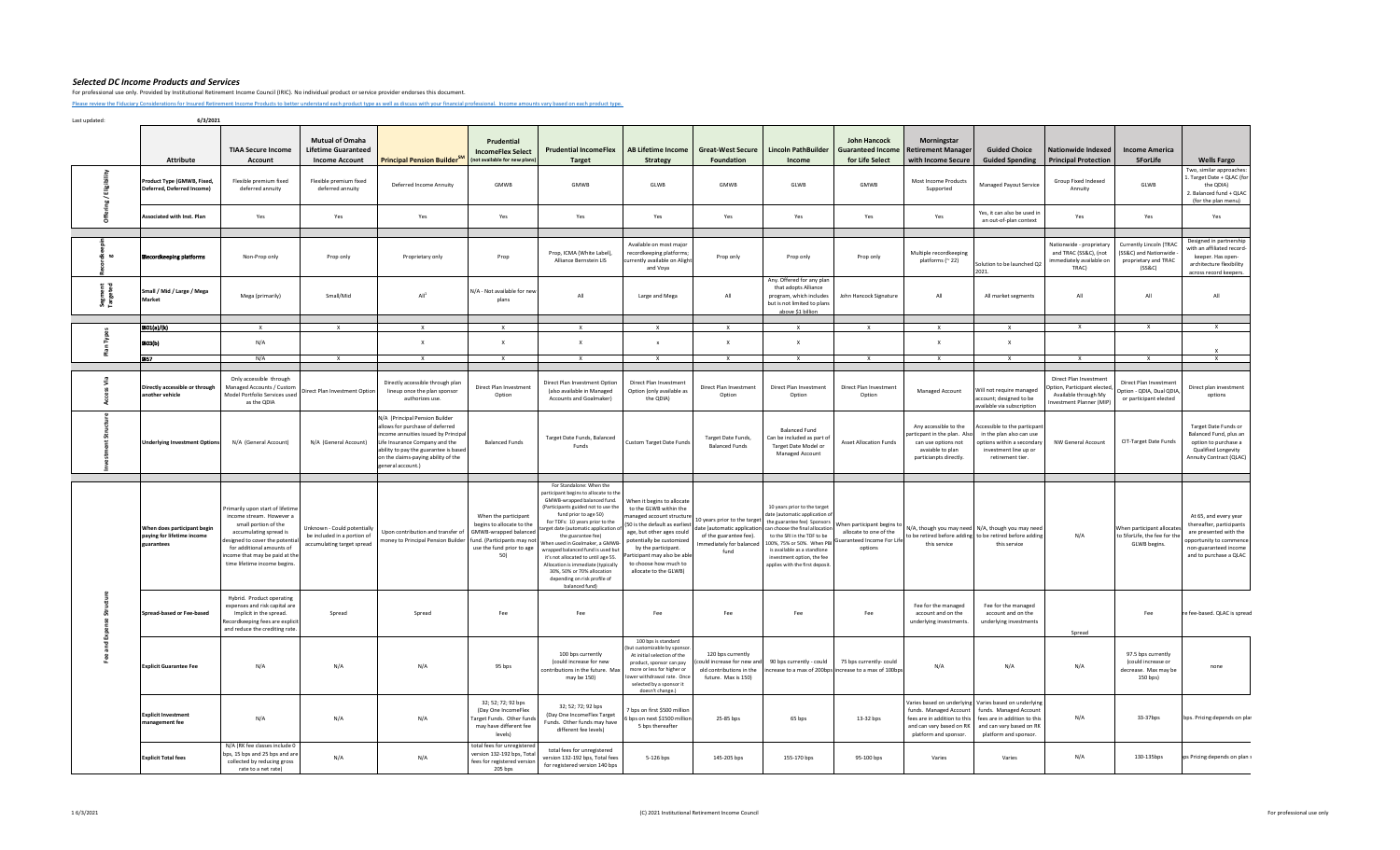# Selected DC Income Products and Services

For professional use only. Provided by Institutional Retirement Income Council (IRIC). No individual product or service provider endorses this document.

Please review the Fiduciary Considerations for Insured Retirement Income Products to better understand each product type as well as discuss with your financial professional. Income amounts vary based on each product type.

Last updated: 6/3/2021

| | Attribute | TIAA Secure Income Account | Mutual of Omaha Lifetime Guaranteed Income Account | Principal Pension Builder[SM] | Prudential IncomeFlex Select (not available for new plans) | Prudential IncomeFlex Target | AB Lifetime Income Strategy | Great-West Secure Foundation | Lincoln PathBuilder Income | John Hancock Guaranteed Income for Life Select | Morningstar Retirement Manager with Income Secure | Guided Choice Guided Spending | Nationwide Indexed Principal Protection | Income America 5ForLife | Wells Fargo |
|---|---|---|---|---|---|---|---|---|---|---|---|---|---|---|---|
| Offering / Eligibility | Product Type (GMWB, Fixed, Deferred, Deferred Income) | Flexible premium fixed deferred annuity | Flexible premium fixed deferred annuity | Deferred Income Annuity | GMWB | GMWB | GLWB | GMWB | GLWB | GMWB | Most Income Products Supported | Managed Payout Service | Group Fixed Indexed Annuity | GLWB | Two, similar approaches: 1. Target Date + QLAC (for the QDIA) 2. Balanced fund + QLAC (for the plan menu) |
| | Associated with Inst. Plan | Yes | Yes | Yes | Yes | Yes | Yes | Yes | Yes | Yes | Yes | Yes, it can also be used in an out-of-plan context | Yes | Yes | Yes |
| Recordkeeping | Recordkeeping platforms | Non-Prop only | Prop only | Proprietary only | Prop | Prop, ICMA (White Label), Alliance Bernstein LIS | Available on most major recordkeeping platforms; currently available on Alight and Voya | Prop only | Prop only | Prop only | Multiple recordkeeping platforms (~22) | Solution to be launched Q2 2021. | Nationwide - proprietary and TRAC (SS&C), (not immediately available on TRAC) | Currently Lincoln (TRAC (SS&C) and Nationwide - proprietary and TRAC (SS&C) | Designed in partnership with an affiliated record-keeper. Has open-architecture flexibility across record keepers. |
| Segment Targeted | Small / Mid / Large / Mega Market | Mega (primarily) | Small/Mid | All[1] | N/A - Not available for new plans | All | Large and Mega | All | Any. Offered for any plan that adopts Alliance program, which includes but is not limited to plans above $1 billion | John Hancock Signature | All | All market segments | All | All | All |
| Plan Types | 401(a)/(k) | X | X | X | X | X | X | X | X | X | X | X | X | X | X |
| | 403(b) | N/A | | X | X | X | x | X | X | | X | X | | | X |
| | 457 | N/A | X | X | X | X | X | X | X | X | X | X | X | X | X |
| Access Via | Directly accessible or through another vehicle | Only accessible through Managed Accounts / Custom Model Portfolio Services used as the QDIA | Direct Plan Investment Option | Directly accessible through plan lineup once the plan sponsor authorizes use. | Direct Plan Investment Option | Direct Plan Investment Option (also available in Managed Accounts and Goalmaker) | Direct Plan Investment Option (only available as the QDIA) | Direct Plan Investment Option | Direct Plan Investment Option | Direct Plan Investment Option | Managed Account | Will not require managed account; designed to be available via subscription | Direct Plan Investment Option, Participant elected, Available through My Investment Planner (MIP) | Direct Plan Investment Option - QDIA, Dual QDIA, or participant elected | Direct plan investment options |
| Investment Structure | Underlying Investment Options | N/A (General Account) | N/A (General Account) | N/A (Principal Pension Builder allows for purchase of deferred income annuities issued by Principal Life Insurance Company and the ability to pay the guarantee is based on the claims-paying ability of the general account.) | Balanced Funds | Target Date Funds, Balanced Funds | Custom Target Date Funds | Target Date Funds, Balanced Funds | Balanced Fund Can be included as part of Target Date Model or Managed Account | Asset Allocation Funds | Any accessible to the participant in the plan. Also can use options not available to plan participants directly. | Accessible to the participant in the plan also can use options within a secondary investment line up or retirement tier. | NW General Account | CIT-Target Date Funds | Target Date Funds or Balanced Fund, plus an option to purchase a Qualified Longevity Annuity Contract (QLAC) |
| Fee and Expense Structure | When does participant begin paying for lifetime income guarantees | Primarily upon start of lifetime income stream. However a small portion of the accumulating spread is designed to cover the potential for additional amounts of income that may be paid at the time lifetime income begins. | Unknown - Could potentially be included in a portion of accumulating target spread | Upon contribution and transfer of money to Principal Pension Builder | When the participant begins to allocate to the GMWB-wrapped balanced fund. (Participants may not use the fund prior to age 50) | For Standalone: When the participant begins to allocate to the GMWB-wrapped balanced fund. (Participants guided not to use the fund prior to age 50) For TDFs: 10 years prior to the target date (automatic application of the guarantee fee) When used in Goalmaker, a GMWB-wrapped balanced fund is used but it's not allocated to until age 55. Allocation is immediate (typically 30%, 50% or 70% allocation depending on risk profile of balanced fund) | When it begins to allocate to the GLWB within the managed account structure (50 is the default as earliest age, but other ages could potentially be customized by the participant. Participant may also be able to choose how much to allocate to the GLWB) | 10 years prior to the target date (automatic application of the guarantee fee). Immediately for balanced fund | 10 years prior to the target date (automatic application of the guarantee fee) Sponsors can choose the final allocation to the SRI in the TDF to be 100%, 75% or 50%. When PBI is available as a standalone investment option, the fee applies with the first deposit. | When participant begins to allocate to one of the Guaranteed Income For Life options | N/A, though you may need to be retired before adding this service | N/A, though you may need to be retired before adding this service | N/A | When participant allocates to 5forLife, the fee for the GLWB begins. | At 65, and every year thereafter, participants are presented with the opportunity to commence non-guaranteed income and to purchase a QLAC |
| | Spread-based or Fee-based | Hybrid. Product operating expenses and risk capital are implicit in the spread. Recordkeeping fees are explicit and reduce the crediting rate. | Spread | Spread | Fee | Fee | Fee | Fee | Fee | Fee | Fee for the managed account and on the underlying investments. | Fee for the managed account and on the underlying investments | Spread | Fee | re fee-based. QLAC is spread |
| | Explicit Guarantee Fee | N/A | N/A | N/A | 95 bps | 100 bps currently (could increase for new contributions in the future. Max may be 150) | 100 bps is standard (but customizable by sponsor. At initial selection of the product, sponsor can pay more or less for higher or lower withdrawal rate. Once selected by a sponsor it doesn't change.) | 120 bps currently (could increase for new and old contributions in the future. Max is 150) | 90 bps currently - could increase to a max of 200bps | 75 bps currently- could increase to a max of 100bps | N/A | N/A | N/A | 97.5 bps currently (could increase or decrease. Max may be 150 bps) | none |
| | Explicit Investment management fee | N/A | N/A | N/A | 32; 52; 72; 92 bps (Day One IncomeFlex Target Funds. Other funds may have different fee levels) | 32; 52; 72; 92 bps (Day One IncomeFlex Target Funds. Other funds may have different fee levels) | 7 bps on first $500 million 6 bps on next $1500 million 5 bps thereafter | 25-85 bps | 65 bps | 13-32 bps | Varies based on underlying funds. Managed Account fees are in addition to this and can vary based on RK platform and sponsor. | Varies based on underlying funds. Managed Account fees are in addition to this and can vary based on RK platform and sponsor. | N/A | 33-37bps | bps. Pricing depends on plan |
| | Explicit Total fees | N/A (RK fee classes include 0 bps, 15 bps and 25 bps and are collected by reducing gross rate to a net rate) | N/A | N/A | total fees for unregistered version 132-192 bps, Total fees for registered version 205 bps | total fees for unregistered version 132-192 bps, Total fees for registered version 140 bps | 5-126 bps | 145-205 bps | 155-170 bps | 95-100 bps | Varies | Varies | N/A | 130-135bps | ps Pricing depends on plan s |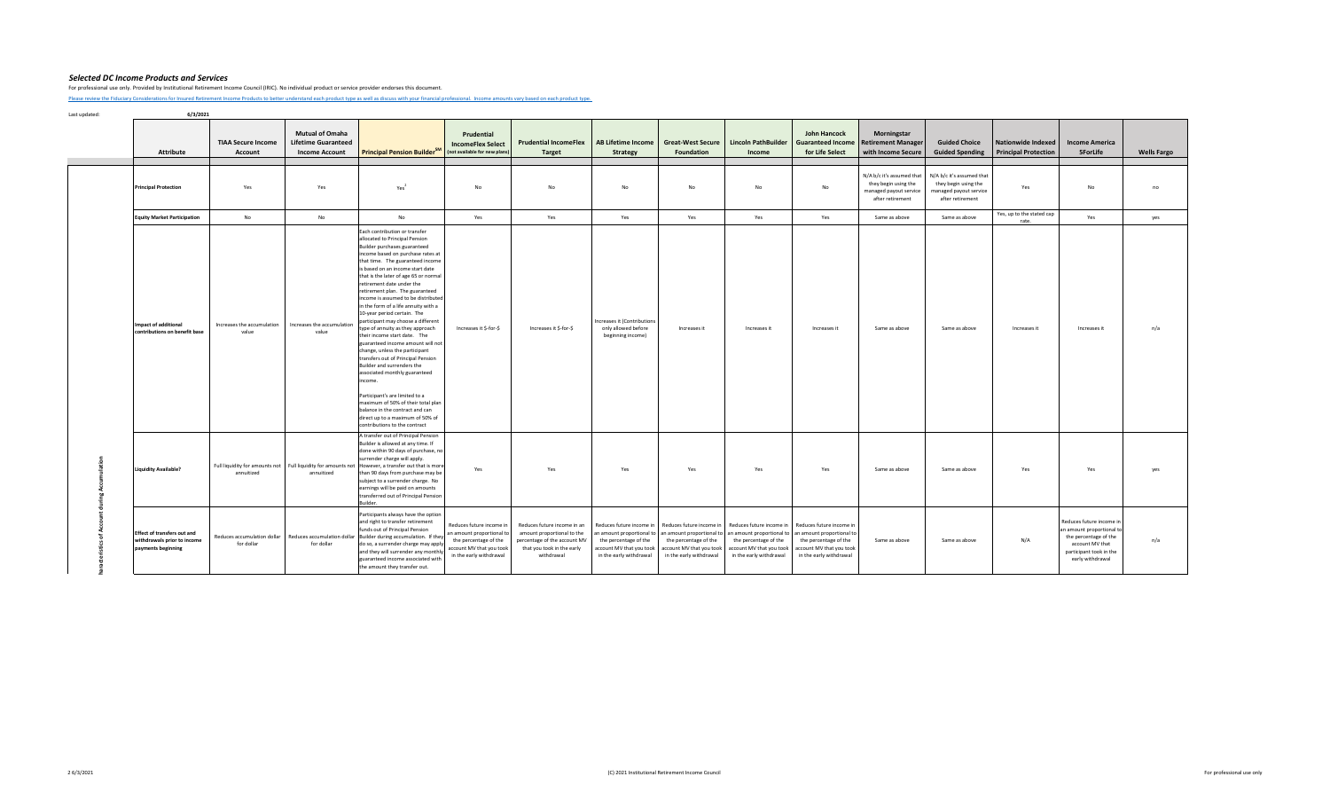## *Selected DC Income Products and Services*

For professional use only. Provided by Institutional Retirement Income Council (IRIC). No individual product or service provider endorses this document.

Please review the Fiduciary Considerations for Insured Retirement Income Products to better understand each product type as well as discuss with your financial professional. Income amounts vary based on each product type.

Last updated: 6/3/2021

| | Attribute | TIAA Secure Income Account | Mutual of Omaha Lifetime Guaranteed Income Account | Principal Pension Builder[SM] | Prudential IncomeFlex Select (not available for new plans) | Prudential IncomeFlex Target | AB Lifetime Income Strategy | Great-West Secure Foundation | Lincoln PathBuilder Income | John Hancock Guaranteed Income for Life Select | Morningstar Retirement Manager with Income Secure | Guided Choice Guided Spending | Nationwide Indexed Principal Protection | Income America 5ForLife | Wells Fargo |
|---|---|---|---|---|---|---|---|---|---|---|---|---|---|---|---|
| Characteristics of Account during Accumulation | Principal Protection | Yes | Yes | Yes[1] | No | No | No | No | No | No | N/A b/c it's assumed that they begin using the managed payout service after retirement | N/A b/c it's assumed that they begin using the managed payout service after retirement | Yes | No | no |
| | Equity Market Participation | No | No | No | Yes | Yes | Yes | Yes | Yes | Yes | Same as above | Same as above | Yes, up to the stated cap rate. | Yes | yes |
| | Impact of additional contributions on benefit base | Increases the accumulation value | Increases the accumulation value | Each contribution or transfer allocated to Principal Pension Builder purchases guaranteed income based on purchase rates at that time. The guaranteed income is based on an income start date that is the later of age 65 or normal retirement date under the retirement plan. The guaranteed income is assumed to be distributed in the form of a life annuity with a 10-year period certain. The participant may choose a different type of annuity as they approach their income start date. The guaranteed income amount will not change, unless the participant transfers out of Principal Pension Builder and surrenders the associated monthly guaranteed income.<br><br>Participant's are limited to a maximum of 50% of their total plan balance in the contract and can direct up to a maximum of 50% of contributions to the contract | Increases it $-for-$ | Increases it $-for-$ | Increases it (Contributions only allowed before beginning income) | Increases it | Increases it | Increases it | Same as above | Same as above | Increases it | Increases it | n/a |
| | Liquidity Available? | Full liquidity for amounts not annuitized | Full liquidity for amounts not annuitized | A transfer out of Principal Pension Builder is allowed at any time. If done within 90 days of purchase, no surrender charge will apply. However, a transfer out that is more than 90 days from purchase may be subject to a surrender charge. No earnings will be paid on amounts transferred out of Principal Pension Builder. | Yes | Yes | Yes | Yes | Yes | Yes | Same as above | Same as above | Yes | Yes | yes |
| | Effect of transfers out and withdrawals prior to income payments beginning | Reduces accumulation dollar for dollar | Reduces accumulation dollar for dollar | Participants always have the option and right to transfer retirement funds out of Principal Pension Builder during accumulation. If they do so, a surrender charge may apply and they will surrender any monthly guaranteed income associated with the amount they transfer out. | Reduces future income in an amount proportional to the percentage of the account MV that you took in the early withdrawal | Reduces future income in an amount proportional to the percentage of the account MV that you took in the early withdrawal | Reduces future income in an amount proportional to the percentage of the account MV that you took in the early withdrawal | Reduces future income in an amount proportional to the percentage of the account MV that you took in the early withdrawal | Reduces future income in an amount proportional to the percentage of the account MV that you took in the early withdrawal | Reduces future income in an amount proportional to the percentage of the account MV that you took in the early withdrawal | Same as above | Same as above | N/A | Reduces future income in an amount proportional to the percentage of the account MV that participant took in the early withdrawal | n/a |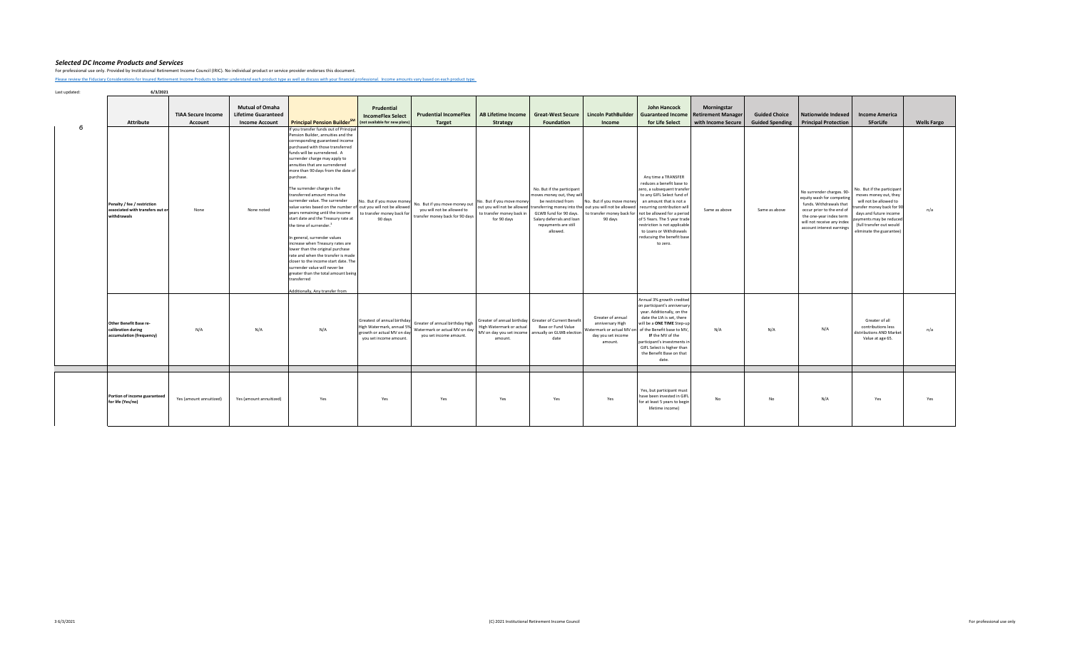***Selected DC Income Products and Services***

For professional use only. Provided by Institutional Retirement Income Council (IRIC). No individual product or service provider endorses this document.

Please review the Fiduciary Considerations for Insured Retirement Income Products to better understand each product type as well as discuss with your financial professional. Income amounts vary based on each product type.

Last updated: 6/3/2021

| Attribute | TIAA Secure Income Account | Mutual of Omaha Lifetime Guaranteed Income Account | Principal Pension Builder[SM] | Prudential IncomeFlex Select (not available for new plans) | Prudential IncomeFlex Target | AB Lifetime Income Strategy | Great-West Secure Foundation | Lincoln PathBuilder Income | John Hancock Guaranteed Income for Life Select | Morningstar Retirement Manager with Income Secure | Guided Choice Guided Spending | Nationwide Indexed Principal Protection | Income America 5ForLife | Wells Fargo |
|---|---|---|---|---|---|---|---|---|---|---|---|---|---|---|
| **Penalty / fee / restriction associated with transfers out or withdrawals** | None | None noted | If you transfer funds out of Principal Pension Builder, annuities and the corresponding guaranteed income purchased with those transferred funds will be surrendered. A surrender charge may apply to annuities that are surrendered more than 90 days from the date of purchase.<br><br>The surrender charge is the transferred amount minus the surrender value. The surrender value varies based on the number of years remaining until the income start date and the Treasury rate at the time of surrender.[1]<br><br>In general, surrender values increase when Treasury rates are lower than the original purchase rate and when the transfer is made closer to the income start date. The surrender value will never be greater than the total amount being transferred<br><br>Additionally, Any transfer from | No. But if you move money out you will not be allowed to transfer money back for 90 days | No. But if you move money out you will not be allowed to transfer money back for 90 days | No. But if you move money out you will not be allowed to transfer money back in for 90 days | No. But if the participant moves money out, they will be restricted from transferring money into the GLWB fund for 90 days. Salary deferrals and loan repayments are still allowed. | No. But if you move money out you will not be allowed to transfer money back for 90 days | Any time a TRANSFER reduces a benefit base to zero, a subsequent transfer to any GIFL Select fund of an amount that is not a recurring contribution will not be allowed for a period of 5 Years. The 5 year trade restriction is not applicable to Loans or Withdrawals reducing the benefit base to zero. | Same as above | Same as above | No surrender charges. 90-equity wash for competing funds. Withdrawals that occur prior to the end of the one-year index term will not receive any index account interest earnings | No. But if the participant moves money out, they will not be allowed to transfer money back for 90 days and future income payments may be reduced (full transfer out would eliminate the guarantee) | n/a |
| **Other Benefit Base re-calibration during accumulation (frequency)** | N/A | N/A | N/A | Greatest of annual birthday High Watermark, annual 5% growth or actual MV on day you set income amount. | Greater of annual birthday High Watermark or actual MV on day you set income amount. | Greater of annual birthday High Watermark or actual MV on day you set income amount. | Greater of Current Benefit Base or Fund Value annually on GLWB election date | Greater of annual anniversary High Watermark or actual MV on day you set income amount. | Annual 3% growth credited on participant's anniversary year. Additionally, on the date the LIA is set, there will be a **ONE TIME** Step-up of the Benefit base to MV, **IF** the MV of the participant's investments in GIFL Select is higher than the Benefit Base on that date. | N/A | N/A | N/A | Greater of all contributions less distributions AND Market Value at age 65. | n/a |
| | | | | | | | | | | | | | | |
| **Portion of income guaranteed for life (Yes/no)** | Yes (amount annuitized) | Yes (amount annuitized) | Yes | Yes | Yes | Yes | Yes | Yes | Yes, but participant must have been invested in GIFL for at least 5 years to begin lifetime income) | No | No | N/A | Yes | Yes |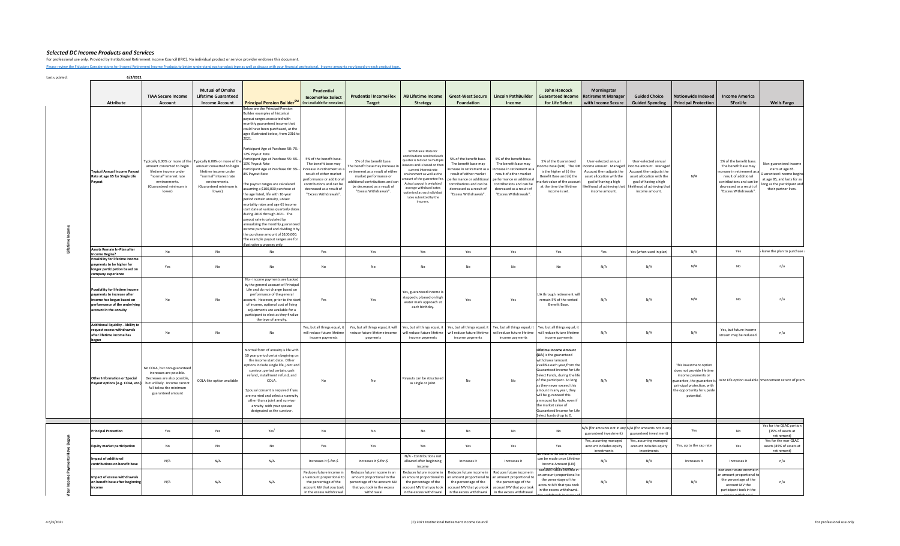## Selected DC Income Products and Services

For professional use only. Provided by Institutional Retirement Income Council (IRIC). No individual product or service provider endorses this document.

Please review the Fiduciary Considerations for Insured Retirement Income Products to better understand each product type as well as discuss with your financial professional. Income amounts vary based on each product type.

Last updated: 6/3/2021

| | Attribute | TIAA Secure Income Account | Mutual of Omaha Lifetime Guaranteed Income Account | Principal Pension Builder[SM] | Prudential IncomeFlex Select (not available for new plans) | Prudential IncomeFlex Target | AB Lifetime Income Strategy | Great-West Secure Foundation | Lincoln PathBuilder Income | John Hancock Guaranteed Income for Life Select | Morningstar Retirement Manager with Income Secure | Guided Choice Guided Spending | Nationwide Indexed Principal Protection | Income America 5ForLife | Wells Fargo |
|---|---|---|---|---|---|---|---|---|---|---|---|---|---|---|---|
| Lifetime Income | Typical Annual Income Payout Rate at age 65 for Single Life Payout | Typically 6.00% or more of the amount converted to begin lifetime income under "normal" interest rate environments. (Guaranteed minimum is lower) | Typically 6.00% or more of the amount converted to begin lifetime income under "normal" interest rate environments. (Guaranteed minimum is lower) | Below are the Principal Pension Builder examples of historical payout ranges associated with monthly guaranteed income that could have been purchased, at the ages illustrated below, from 2016 to 2021.<br><br>Participant Age at Purchase 50: 7% - 12% Payout Rate<br>Participant Age at Purchase 55: 6% - 10% Payout Rate<br>Participant Age at Purchase 60: 6% - 8% Payout Rate<br><br>The payout ranges are calculated assuming a $100,000 purchase at the age listed, life with 10-year period certain annuity, unisex mortality rates and age 65 income start date at various quarterly dates during 2016 through 2021. The payout rate is calculated by annualizing the monthly guaranteed income purchased and dividing it by the purchase amount of $100,000. The example payout ranges are for illustrative purposes only. | 5% of the benefit base. The benefit base may increase in retirement as a result of either market performance or additional contributions and can be decreased as a result of "Excess Withdrawals". | 5% of the benefit base. The benefit base may increase in retirement as a result of either market performance or additional contributions and can be decreased as a result of "Excess Withdrawals". | Withdrawal Rate for contributions remitted each quarter is bid out to multiple insurers and is based on then current interest rate environment as well as the amount of the guarantee fee. Actual payout is weighted average withdrawal rates optimized across individual rates submitted by the insurers. | 5% of the benefit base. The benefit base may increase in retirement as a result of either market performance or additional contributions and can be decreased as a result of "Excess Withdrawals". | 5% of the benefit base. The benefit base may increase in retirement as a result of either market performance or additional contributions and can be decreased as a result of "Excess Withdrawals". | 5% of the Guaranteed Income Base (GIB). The GIB is the higher of (i) the Benefit Base and (ii) the market value of the account at the time the lifetime income is set. | User-selected annual income amount. Managed Account then adjusts the asset allocation with the goal of having a high likelihood of achieving that income amount. | User-selected annual income amount. Managed Account then adjusts the asset allocation with the goal of having a high likelihood of achieving that income amount. | N/A | 5% of the benefit base. The benefit base may increase in retirement as a result of additional contributions and can be decreased as a result of "Excess Withdrawals". | Non-guaranteed income starts at age 65. Guaranteed income begins at age 85, and lasts for as long as the participant and their partner lives. |
| | Assets Remain In-Plan after Income Begins? | No | No | No | Yes | Yes | Yes | Yes | Yes | Yes | Yes | Yes (when used in plan) | N/A | Yes | leave the plan to purchase |
| | Possibility for lifetime income payments to be higher for longer participation based on company experience | Yes | No | No | No | No | No | No | No | No | N/A | N/A | N/A | No | n/a |
| | Possibility for lifetime income payments to increase after income has begun based on performance of the underlying account in the annuity | No | No | No - income payments are backed by the general account of Principal Life and do not change based on performance of the general account. However, prior to the start of income, optional cost of living adjustments are available for a participant to elect as they finalize the type of annuity. | Yes | Yes | Yes, guaranteed income is stepped up based on high water mark approach at each birthday. | Yes | Yes | LIA through retirement will remain 5% of the vested Benefit Base. | N/A | N/A | N/A | No | n/a |
| | Additional liquidity - Ability to request excess withdrawals after lifetime income has begun | No | No | No | Yes, but all things equal, it will reduce future lifetime income payments | Yes, but all things equal, it will reduce future lifetime income payments | Yes, but all things equal, it will reduce future lifetime income payments | Yes, but all things equal, it will reduce future lifetime income payments | Yes, but all things equal, it will reduce future lifetime income payments | Yes, but all things equal, it will reduce future lifetime income payments | N/A | N/A | N/A | Yes, but future income stream may be reduced. | n/a |
| | Other Information or Special Payout options (e.g. COLA, etc.) | No COLA, but non-guaranteed increases are possible. Decreases are also possible, but unlikely. Income cannot fall below the minimum guaranteed amount | COLA-like option available | Normal form of annuity is life with 10 year period certain beginning on the income start date. Other options include single life, joint and survivor, period certain, cash refund, installment refund, and COLA.<br><br>Spousal consent is required if you are married and select an annuity other than a joint and survivor annuity with your spouse designated as the survivor. | No | No | Payouts can be structured as single or joint. | No | No | **Lifetime Income Amount** (LIA) is the guaranteed withdrawal amount availible each year, from the Guaranteed Income for Life Select Funds, during the life of the participant. So long as they never exceed this amount in any year, they will be guranteed this ammount for liofe, even if the market value of Guaranteed Income for Life Select funds drop to 0. | N/A | N/A | This investment option does not provide lifetime income payments or guarantee, the guarantee is principal protection, with the opportunity for upside potential. | Joint Life option available | mencement return of prem |
| After Income Payments Have Begun | Principal Protection | Yes | Yes | Yes[1] | No | No | No | No | No | No | N/A (for amounts not in any guaranteed investment) | N/A (for amounts not in any guaranteed investment) | Yes | No | Yes for the QLAC portion (15% of assets at retirement) |
| | Equity market participation | No | No | No | Yes | Yes | Yes | Yes | Yes | Yes | Yes, assuming managed account includes equity investments | Yes, assuming managed account includes equity investments | Yes, up to the cap rate | Yes | Yes for the non-QLAC assets (85% of assets at retirement) |
| | Impact of additional contributions on benefit base | N/A | N/A | N/A | Increases it $-for-$ | Increases it $-for-$ | N/A - Contributions not allowed after beginning income | Increases it | Increases it | No Additional contributions can be made once Lifetime Income Amount (LIA) | N/A | N/A | Increases it | Increases it | n/a |
| | Impact of excess withdrawals on benefit base after beginning income | N/A | N/A | N/A | Reduces future income in an amount proportional to the percentage of the account MV that you took in the excess withdrawal | Reduces future income in an amount proportional to the percentage of the account MV that you took in the excess withdrawal | Reduces future income in an amount proportional to the percentage of the account MV that you took in the excess withdrawal | Reduces future income in an amount proportional to the percentage of the account MV that you took in the excess withdrawal | Reduces future income in an amount proportional to the percentage of the account MV that you took in the excess withdrawal | Reduces future income in an amount proportional to the percentage of the account MV that you took in the excess withdrawal. | N/A | N/A | N/A | Reduces future income in an amount proportional to the percentage of the account MV the participant took in the | n/a |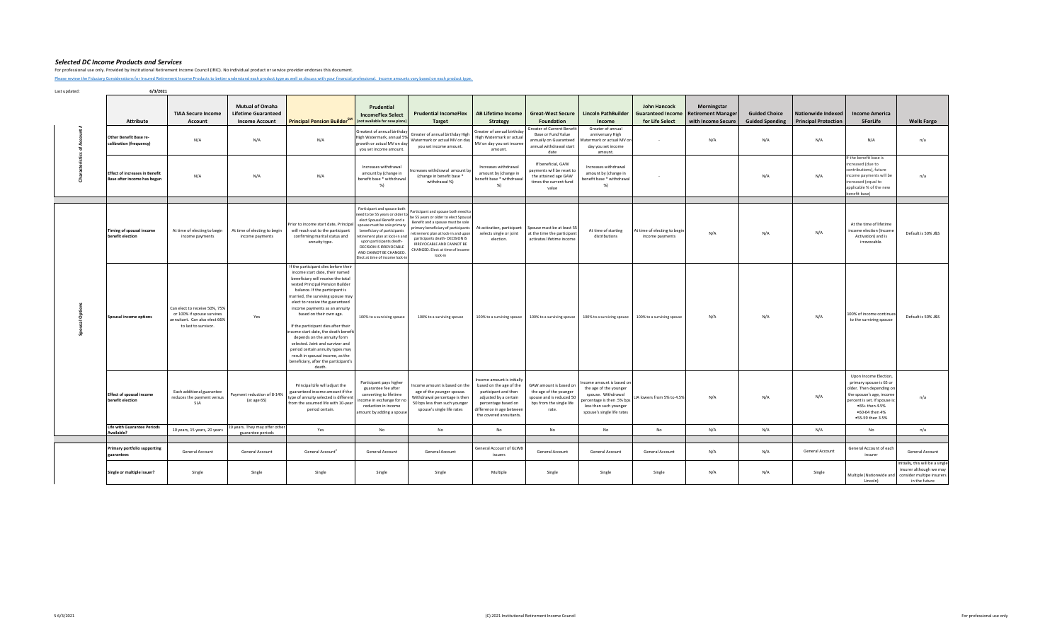## *Selected DC Income Products and Services*

For professional use only. Provided by Institutional Retirement Income Council (IRIC). No individual product or service provider endorses this document.

Please review the Fiduciary Considerations for Insured Retirement Income Products to better understand each product type as well as discuss with your financial professional. Income amounts vary based on each product type.

Last updated: 6/3/2021

| | Attribute | TIAA Secure Income Account | Mutual of Omaha Lifetime Guaranteed Income Account | Principal Pension Builder SM | Prudential IncomeFlex Select (not available for new plans) | Prudential IncomeFlex Target | AB Lifetime Income Strategy | Great-West Secure Foundation | Lincoln PathBuilder Income | John Hancock Guaranteed Income for Life Select | Morningstar Retirement Manager with Income Secure | Guided Choice Guided Spending | Nationwide Indexed Principal Protection | Income America 5ForLife | Wells Fargo |
|---|---|---|---|---|---|---|---|---|---|---|---|---|---|---|---|
| Characteristics of Account # | Other Benefit Base re-calibration (frequency) | N/A | N/A | N/A | Greatest of annual birthday High Watermark, annual 5% growth or actual MV on day you set income amount. | Greater of annual birthday High Watermark or actual MV on day you set income amount. | Greater of annual birthday High Watermark or actual MV on day you set income amount. | Greater of Current Benefit Base or Fund Value annually on Guaranteed annual withdrawal start date | Greater of annual anniversary High Watermark or actual MV on day you set income amount. | - | N/A | N/A | N/A | N/A | n/a |
| | Effect of increases in Benefit Base after income has begun | N/A | N/A | N/A | Increases withdrawal amount by (change in benefit base * withdrawal %) | Increases withdrawal amount by (change in benefit base * withdrawal %) | Increases withdrawal amount by (change in benefit base * withdrawal %) | If beneficial, GAW payments will be reset to the attained age GAW times the current fund value | Increases withdrawal amount by (change in benefit base * withdrawal %) | - | | N/A | N/A | If the benefit base is increased (due to contributions), future income payments will be increased (equal to applicable % of the new benefit base) | n/a |
| Spousal Options | Timing of spousal income benefit election | At time of electing to begin income payments | At time of electing to begin income payments | Prior to income start date, Principal will reach out to the participant confirming marital status and annuity type. | Participant and spouse both need to be 55 years or older to elect Spousal Benefit and a spouse must be sole primary beneficiary of participants retirement plan at lock-in and upon participants death-DECISION IS IRREVOCABLE AND CANNOT BE CHANGED. Elect at time of income lock-in | Participant and spouse both need to be 55 years or older to elect Spousal Benefit and a spouse must be sole primary beneficiary of participants retirement plan at lock-in and upon participants death- DECISION IS IRREVOCABLE AND CANNOT BE CHANGED. Elect at time of income lock-in | At activation, participant selects single or joint election. | Spouse must be at least 55 at the time the participant activates lifetime income | At time of starting distributions | At time of electing to begin income payments | N/A | N/A | N/A | At the time of lifetime income election (Income Activation) and is irrevocable. | Default is 50% J&S |
| | Spousal income options | Can elect to receive 50%, 75% or 100% if spouse survives annuitant. Can also elect 66% to last to survivor. | Yes | If the participant dies before their income start date, their named beneficiary will receive the total vested Principal Pension Builder balance. If the participant is married, the surviving spouse may elect to receive the guaranteed income payments as an annuity based on their own age. If the participant dies after their income start date, the death benefit depends on the annuity form selected. Joint and survivor and period certain annuity types may result in spousal income, as the beneficiary, after the participant's death. | 100% to a surviving spouse | 100% to a surviving spouse | 100% to a surviving spouse | 100% to a surviving spouse | 100% to a surviving spouse | 100% to a surviving spouse | N/A | N/A | N/A | 100% of income continues to the surviving spouse | Default is 50% J&S |
| | Effect of spousal income benefit election | Each additional guarantee reduces the payment versus SLA | Payment reduction of 8-14% (at age 65) | Principal Life will adjust the guaranteed income amount if the type of annuity selected is different from the assumed life with 10-year period certain. | Participant pays higher guarantee fee after converting to lifetime income in exchange for no reduction in income amount by adding a spouse | Income amount is based on the age of the younger spouse. Withdrawal percentage is then 50 bps less than such younger spouse's single life rates | Income amount is initially based on the age of the participant and then adjusted by a certain percentage based on difference in age between the covered annuitants. | GAW amount is based on the age of the younger spouse and is reduced 50 bps from the single life rate. | Income amount is based on the age of the younger spouse. Withdrawal percentage is then .5% bps less than such younger spouse's single life rates | LIA lowers from 5% to 4.5% | N/A | N/A | N/A | Upon Income Election, primary spouse is 65 or older. Then depending on the spouse's age, income percent is set. If spouse is: •65+ then 4.5% •60-64 then 4% •55-59 then 3.5% | n/a |
| | Life with Guarantee Periods Available? | 10 years, 15 years, 20 years | 20 years. They may offer other guarantee periods | Yes | No | No | No | No | No | No | N/A | N/A | N/A | No | n/a |
| | Primary portfolio supporting guarantees | General Account | General Account | General Account[2] | General Account | General Account | General Account of GLWB issuers | General Account | General Account | General Account | N/A | N/A | General Account | General Account of each insurer | General Account |
| | Single or multiple issuer? | Single | Single | Single | Single | Single | Multiple | Single | Single | Single | N/A | N/A | Single | Multiple (Nationwide and Lincoln) | Initially, this will be a single insurer although we may consider multiple insurers in the future |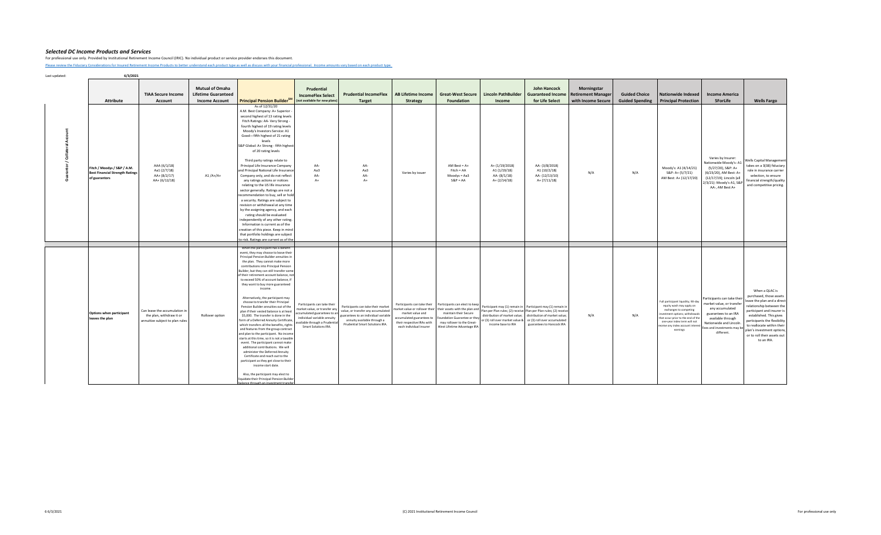## *Selected DC Income Products and Services*

For professional use only. Provided by Institutional Retirement Income Council (IRIC). No individual product or service provider endorses this document.

Please review the Fiduciary Considerations for Insured Retirement Income Products to better understand each product type as well as discuss with your financial professional. Income amounts vary based on each product type.

Last updated: 6/3/2021

| | Attribute | TIAA Secure Income Account | Mutual of Omaha Lifetime Guaranteed Income Account | Principal Pension Builder[SM] | Prudential IncomeFlex Select (not available for new plans) | Prudential IncomeFlex Target | AB Lifetime Income Strategy | Great-West Secure Foundation | Lincoln PathBuilder Income | John Hancock Guaranteed Income for Life Select | Morningstar Retirement Manager with Income Secure | Guided Choice Guided Spending | Nationwide Indexed Principal Protection | Income America 5ForLife | Wells Fargo |
|---|---|---|---|---|---|---|---|---|---|---|---|---|---|---|---|
| Guarantor / Collateral Account | Fitch / Moodys / S&P / A.M. Best Financial Strength Ratings of guarantors | AAA (6/1/18)<br>Aa1 (2/7/18)<br>AA+ (8/2/17)<br>AA+ (6/12/18) | A1 /A+/A+ | As of 12/31/20<br>A.M. Best Company: A+ Superior - second highest of 13 rating levels<br>Fitch Ratings: AA- Very Strong - fourth highest of 19 rating levels<br>Moody's Investors Service: A1 Good—fifth highest of 21 rating levels<br>S&P Global: A+ Strong - fifth highest of 20 rating levels<br><br>Third party ratings relate to Principal Life Insurance Company and Principal National Life Insurance Company only, and do not reflect any ratings actions or notices relating to the US life insurance sector generally. Ratings are not a recommendation to buy, sell or hold a security. Ratings are subject to revision or withdrawal at any time by the assigning agency, and each rating should be evaluated independently of any other rating. Information is current as of the creation of this piece. Keep in mind that portfolio holdings are subject to risk. Ratings are current as of the | AA-<br>Aa3<br>AA-<br>A+ | AA-<br>Aa3<br>AA-<br>A+ | Varies by issuer | AM Best = A+<br>Fitch = AA<br>Moodys = Aa3<br>S&P = AA | A+ (1/19/2018)<br>A1 (1/19/18)<br>AA- (8/1/18)<br>A+ (2/14/18) | AA- (3/8/2018)<br>A1 (10/2/18)<br>AA- (12/13/10)<br>A+ (7/11/18) | N/A | N/A | Moody's: A1 (4/14/21)<br>S&P: A+ (5/7/21)<br>AM Best: A+ (12/17/20) | Varies by Insurer: Nationwide Moody's: A1 (5/27/20), S&P: A+ (6/23/20), AM Best: A+ (12/17/19); Lincoln (all 2/3/21): Moody's A1, S&P AA-, AM Best A+ | Wells Capital Management takes on a 3(38) fiduciary role in insurance carrier selection, to ensure financial strength/quality and competitive pricing. |
| | Options when participant leaves the plan | Can leave the accumulation in the plan, withdraw it or annuitize subject to plan rules | Rollover option | When the participant has a benefit event, they may choose to leave their Principal Pension Builder annuities in the plan. They cannot make more contributions into Principal Pension Builder, but they can still transfer some of their retirement account balance, not to exceed 50% of account balance, if they want to buy more guaranteed income.<br><br>Alternatively, the participant may choose to transfer their Principal Pension Builder annuities out of the plan if their vested balance is at least $5,000. The transfer is done in the form of a Deferred Annuity Certificate, which transfers all the benefits, rights and features from the group contract and plan to the participant. No income starts at this time, so it is not a taxable event. The participant cannot make additional contributions. We will administer the Deferred Annuity Certificate and reach out to the participant as they get close to their income start date.<br><br>Also, the participant may elect to liquidate their Principal Pension Builder balance through an investment transfer | Participants can take their market value, or transfer any accumulated guarantees to an individual variable annuity available through a Prudential Smart Solutions IRA. | Participants can take their market value, or transfer any accumulated guarantees to an individual variable annuity available through a Prudential Smart Solutions IRA. | Participants can take their market value or rollover their market value and accumulated guarantees to their respective IRAs with each individual insurer | Participants can elect to keep their assets with the plan and maintain their Secure Foundation Guarantee or they may rollover to the Great-West Lifetime Advantage IRA | Participant may (1) remain in Plan per Plan rules; (2) receive distribution of market value; or (3) roll over market value & income base to IRA | Participant may (1) remain in Plan per Plan rules; (2) receive distribution of market value; or (3) roll over accumulated guarantees to Hancock IRA | N/A | N/A | Full participant liquidity; 90-day equity wash may apply on exchanges to competing investment options; withdrawals that occur prior to the end of the one-year index term will not receive any index account interest earnings | Participants can take their market value, or transfer any accumulated guarantees to an IRA available through Nationwide and Lincoln. Fees and investments may be different. | When a QLAC is purchased, those assets leave the plan and a direct relationship between the participant and insurer is established. This gives participants the flexibility to reallocate within their plan's investment options, or to roll their assets out to an IRA. |

(C) 2021 Institutional Retirement Income Council

For professional use only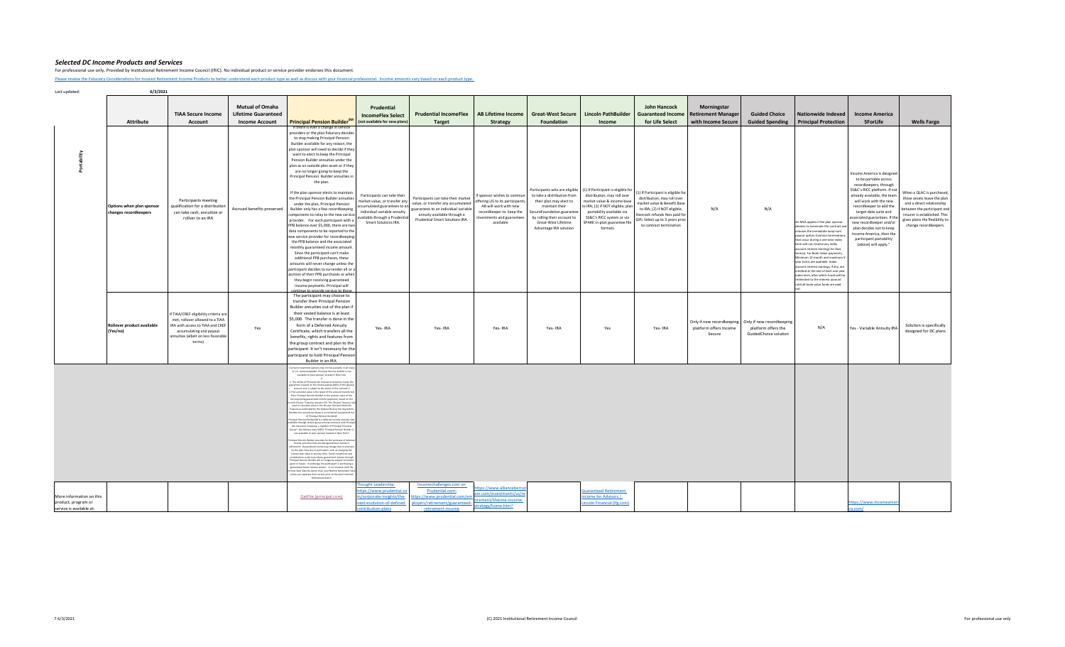## *Selected DC Income Products and Services*

For professional use only. Provided by Institutional Retirement Income Council (IRIC). No individual product or service provider endorses this document.

Please review the Fiduciary Considerations for Insured Retirement Income Products to better understand each product type as well as discuss with your financial professional. Income amounts vary based on each product type.

Last updated: 6/3/2021

| | Attribute | TIAA Secure Income Account | Mutual of Omaha Lifetime Guaranteed Income Account | Principal Pension Builder[SM] | Prudential IncomeFlex Select (not available for new plans) | Prudential IncomeFlex Target | AB Lifetime Income Strategy | Great-West Secure Foundation | Lincoln PathBuilder Income | John Hancock Guaranteed Income for Life Select | Morningstar Retirement Manager with Income Secure | Guided Choice Guided Spending | Nationwide Indexed Principal Protection | Income America 5ForLife | Wells Fargo |
|---|---|---|---|---|---|---|---|---|---|---|---|---|---|---|---|
| Portability | Options when plan sponsor changes recordkeepers | Participants meeting qualification for a distribution can take cash, annuitize or rollover to an IRA | Accrued benefits preserved | If there is ever a change in service providers or the plan fiduciary decides to stop making Principal Pension Builder available for any reason, the plan sponsor will need to decide if they want to elect to keep the Principal Pension Builder annuities under the plan as an outside plan asset or if they are no longer going to keep the Principal Pension Builder annuities in the plan.<br><br>If the plan sponsor elects to maintain the Principal Pension Builder annuities under the plan, Principal Pension Builder only has a few recordkeeping components to relay to the new service provider. For each participant with a PPB balance over $5,000, there are two data components to be reported to the new service provider for recordkeeping: the PPB balance and the associated monthly guaranteed income amount. Since the participant can't make additional PPB purchases, these amounts will never change unless the participant decides to surrender all or a portion of their PPB purchases or when they begin receiving guaranteed income payments. Principal will continue to provide service to those | Participants can take their market value, or transfer any accumulated guarantees to an individual variable annuity available through a Prudential Smart Solutions IRA. | Participants can take their market value, or transfer any accumulated guarantees to an individual variable annuity available through a Prudential Smart Solutions IRA. | If sponsor wishes to continue offering LIS to its participants, AB will work with new recordkeeper to keep the investments and guarantees available | Participants who are eligible to take a distribution from their plan may elect to maintain their SecureFoundation guarantee by rolling their account to Great-West Lifetime Advantage IRA solution | (1) If Participant is eligible for distribution, may roll over market value & income base to IRA; (2) If NOT eligible, plan portability available via SS&C's RICC system or via SPARK in-plan guarantee file formats | (1) If Participant is eligible for distribution, may roll over market value & Benefit Base to IRA; (2) If NOT eligible, Hancock refunds fees paid for GIFL Select up to 3 years prior to contract termination | N/A | N/A | An MVA applies if the plan sponsor decides to terminate the contract and chooses the immediate lump-sum payout option Contract terminations that occur during a one-year index term will not receive any index account interest earnings for that term(s). For Book-Value payments, Minimum 12-month and maximum 4-year terms are available. Index account interest earnings, if any, are credited at the end of each one-year index term, after which funds will be redirected to the interest account until all book value funds are paid out. | Income America is designed to be portable across recordkeepers, through SS&C's RICC platform. If not already available, the team will work with the new recordkeeper to add the target date suite and associated guarantees. If the new recordkeeper and/or plan decides not to keep Income America, then the participant portability (above) will apply." | When a QLAC is purchased, those assets leave the plan and a direct relationship between the participant and insurer is established. This gives plans the flexibility to change recordkeepers. |
| | Rollover product available (Yes/no) | If TIAA/CREF eligibility criteria are met, rollover allowed to a TIAA IRA with access to TIAA and CREF accumulating and payout annuities (albeit on less favorable terms) | Yes | The participant may choose to transfer their Principal Pension Builder annuities out of the plan if their vested balance is at least $5,000. The transfer is done in the form of a Deferred Annuity Certificate, which transfers all the benefits, rights and features from the group contract and plan to the participant. It isn't necessary for the participant to hold Principal Pension Builder in an IRA. | Yes- IRA | Yes- IRA | Yes- IRA | Yes- IRA | Yes | Yes- IRA | Only if new recordkeeping platform offers Income Secure | Only if new recordkeeping platform offers the GuidedChoice solution | N/A | Yes - Variable Annuity IRA | Solution is specifically designed for DC plans |
| | | | | *[footnote text too small to read legibly]* | | | | | | | | | | | |
| More information on this product, program or service is available at: | | | | GetFile (principal.com) | Thought Leadership: https://www.prudential.com/corporate-insights/the-next-evolution-of-defined-contribution-plans | Incomechallenges.com on Prudential.com; https://www.prudential.com/employers/retirement/guaranteed-retirement-income | https://www.alliancebernstein.com/investments/us/retirement/lifetime-income-strategy/home.htm? | | Guaranteed Retirement Income for Advisors \| Lincoln Financial (lfg.com) | | | | | https://www.incomeamerica.com/ | |